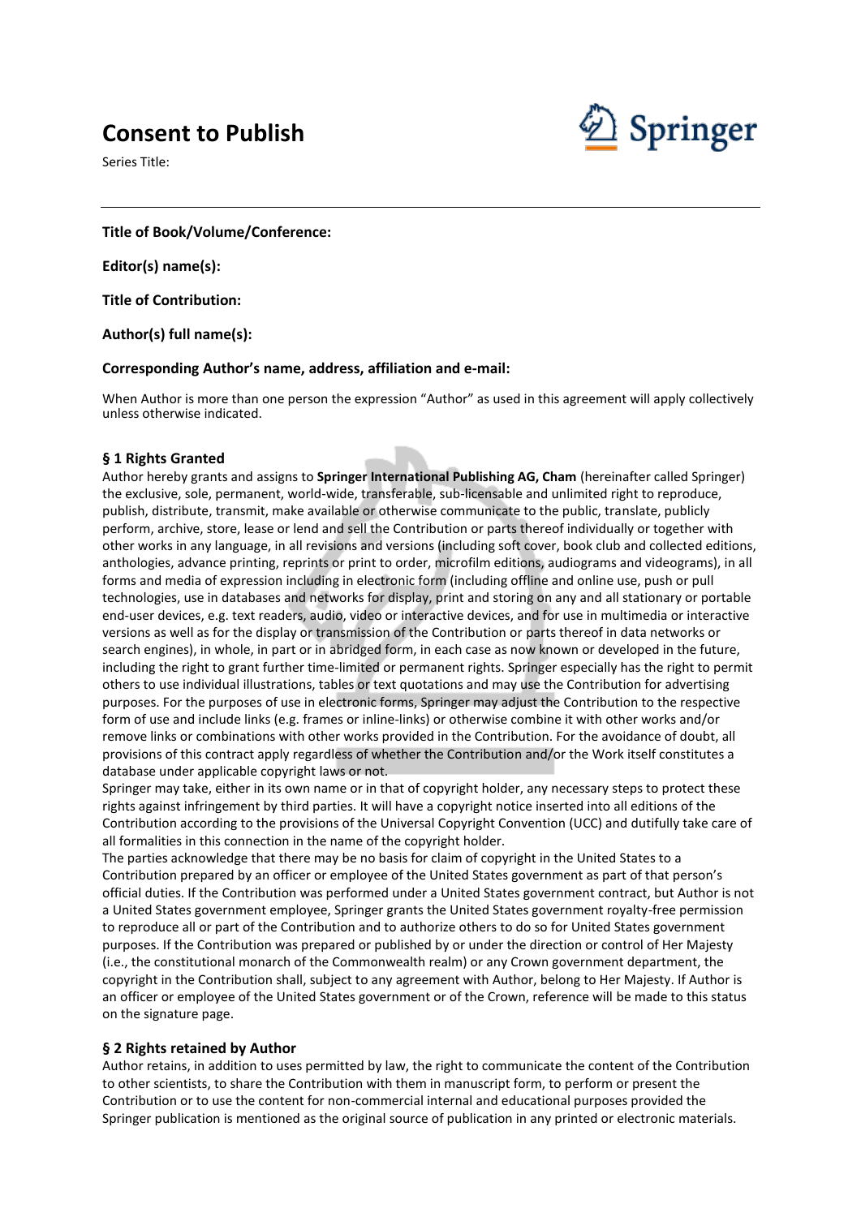# Consent to Publish

Series Title:

---

**Title of Book/Volume/Conference:**

**Editor(s) name(s):**

**Title of Contribution:**

**Author(s) full name(s):**

**Corresponding Author's name, address, affiliation and e-mail:**

When Author is more than one person the expression "Author" as used in this agreement will apply collectively unless otherwise indicated.

### § 1 Rights Granted

Author hereby grants and assigns to **Springer International Publishing AG, Cham** (hereinafter called Springer) the exclusive, sole, permanent, world-wide, transferable, sub-licensable and unlimited right to reproduce, publish, distribute, transmit, make available or otherwise communicate to the public, translate, publicly perform, archive, store, lease or lend and sell the Contribution or parts thereof individually or together with other works in any language, in all revisions and versions (including soft cover, book club and collected editions, anthologies, advance printing, reprints or print to order, microfilm editions, audiograms and videograms), in all forms and media of expression including in electronic form (including offline and online use, push or pull technologies, use in databases and networks for display, print and storing on any and all stationary or portable end-user devices, e.g. text readers, audio, video or interactive devices, and for use in multimedia or interactive versions as well as for the display or transmission of the Contribution or parts thereof in data networks or search engines), in whole, in part or in abridged form, in each case as now known or developed in the future, including the right to grant further time-limited or permanent rights. Springer especially has the right to permit others to use individual illustrations, tables or text quotations and may use the Contribution for advertising purposes. For the purposes of use in electronic forms, Springer may adjust the Contribution to the respective form of use and include links (e.g. frames or inline-links) or otherwise combine it with other works and/or remove links or combinations with other works provided in the Contribution. For the avoidance of doubt, all provisions of this contract apply regardless of whether the Contribution and/or the Work itself constitutes a database under applicable copyright laws or not.

Springer may take, either in its own name or in that of copyright holder, any necessary steps to protect these rights against infringement by third parties. It will have a copyright notice inserted into all editions of the Contribution according to the provisions of the Universal Copyright Convention (UCC) and dutifully take care of all formalities in this connection in the name of the copyright holder.

The parties acknowledge that there may be no basis for claim of copyright in the United States to a Contribution prepared by an officer or employee of the United States government as part of that person's official duties. If the Contribution was performed under a United States government contract, but Author is not a United States government employee, Springer grants the United States government royalty-free permission to reproduce all or part of the Contribution and to authorize others to do so for United States government purposes. If the Contribution was prepared or published by or under the direction or control of Her Majesty (i.e., the constitutional monarch of the Commonwealth realm) or any Crown government department, the copyright in the Contribution shall, subject to any agreement with Author, belong to Her Majesty. If Author is an officer or employee of the United States government or of the Crown, reference will be made to this status on the signature page.

### § 2 Rights retained by Author

Author retains, in addition to uses permitted by law, the right to communicate the content of the Contribution to other scientists, to share the Contribution with them in manuscript form, to perform or present the Contribution or to use the content for non-commercial internal and educational purposes provided the Springer publication is mentioned as the original source of publication in any printed or electronic materials.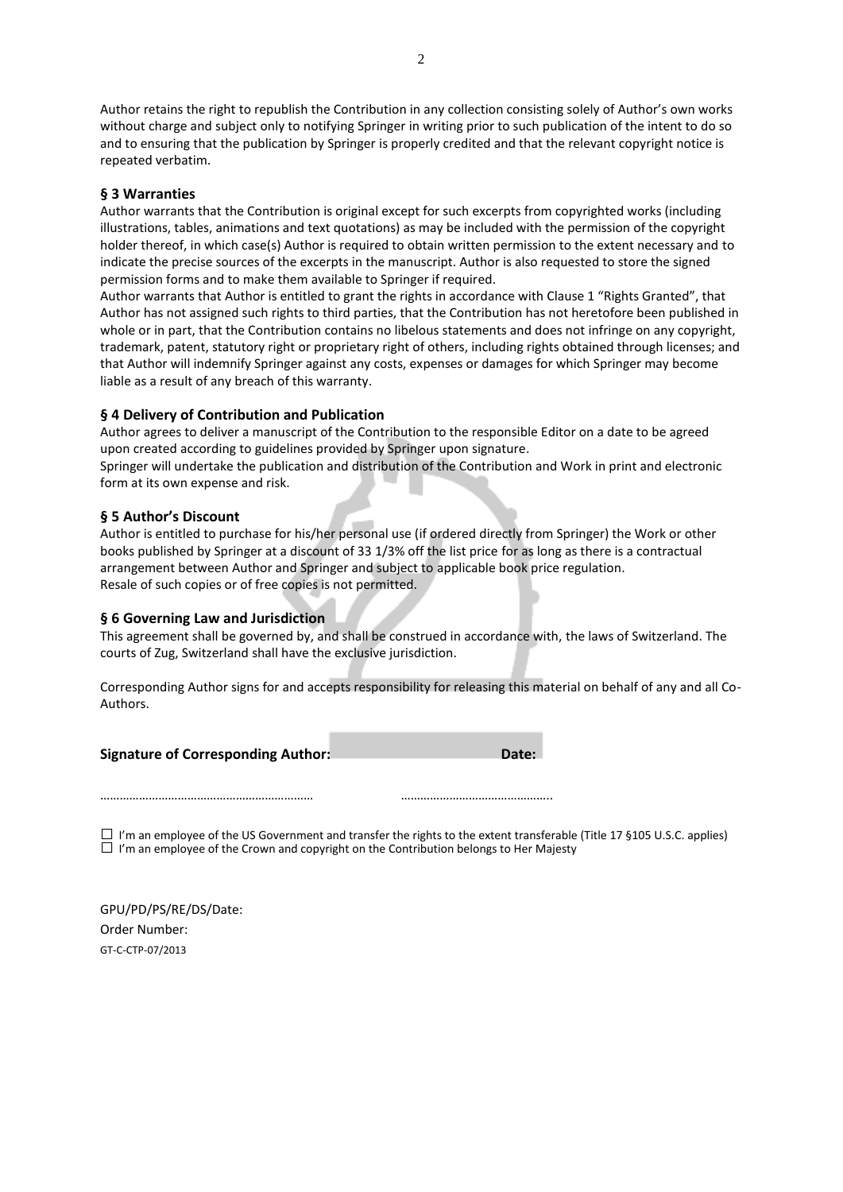Author retains the right to republish the Contribution in any collection consisting solely of Author's own works without charge and subject only to notifying Springer in writing prior to such publication of the intent to do so and to ensuring that the publication by Springer is properly credited and that the relevant copyright notice is repeated verbatim.

## § 3 Warranties

Author warrants that the Contribution is original except for such excerpts from copyrighted works (including illustrations, tables, animations and text quotations) as may be included with the permission of the copyright holder thereof, in which case(s) Author is required to obtain written permission to the extent necessary and to indicate the precise sources of the excerpts in the manuscript. Author is also requested to store the signed permission forms and to make them available to Springer if required.

Author warrants that Author is entitled to grant the rights in accordance with Clause 1 "Rights Granted", that Author has not assigned such rights to third parties, that the Contribution has not heretofore been published in whole or in part, that the Contribution contains no libelous statements and does not infringe on any copyright, trademark, patent, statutory right or proprietary right of others, including rights obtained through licenses; and that Author will indemnify Springer against any costs, expenses or damages for which Springer may become liable as a result of any breach of this warranty.

## § 4 Delivery of Contribution and Publication

Author agrees to deliver a manuscript of the Contribution to the responsible Editor on a date to be agreed upon created according to guidelines provided by Springer upon signature.

Springer will undertake the publication and distribution of the Contribution and Work in print and electronic form at its own expense and risk.

## § 5 Author's Discount

Author is entitled to purchase for his/her personal use (if ordered directly from Springer) the Work or other books published by Springer at a discount of 33 1/3% off the list price for as long as there is a contractual arrangement between Author and Springer and subject to applicable book price regulation.

Resale of such copies or of free copies is not permitted.

## § 6 Governing Law and Jurisdiction

This agreement shall be governed by, and shall be construed in accordance with, the laws of Switzerland. The courts of Zug, Switzerland shall have the exclusive jurisdiction.

Corresponding Author signs for and accepts responsibility for releasing this material on behalf of any and all Co-Authors.

**Signature of Corresponding Author:** **Date:**

……………………………………………………… ………………………………………..

☐ I'm an employee of the US Government and transfer the rights to the extent transferable (Title 17 §105 U.S.C. applies)
☐ I'm an employee of the Crown and copyright on the Contribution belongs to Her Majesty

GPU/PD/PS/RE/DS/Date:

Order Number:

GT-C-CTP-07/2013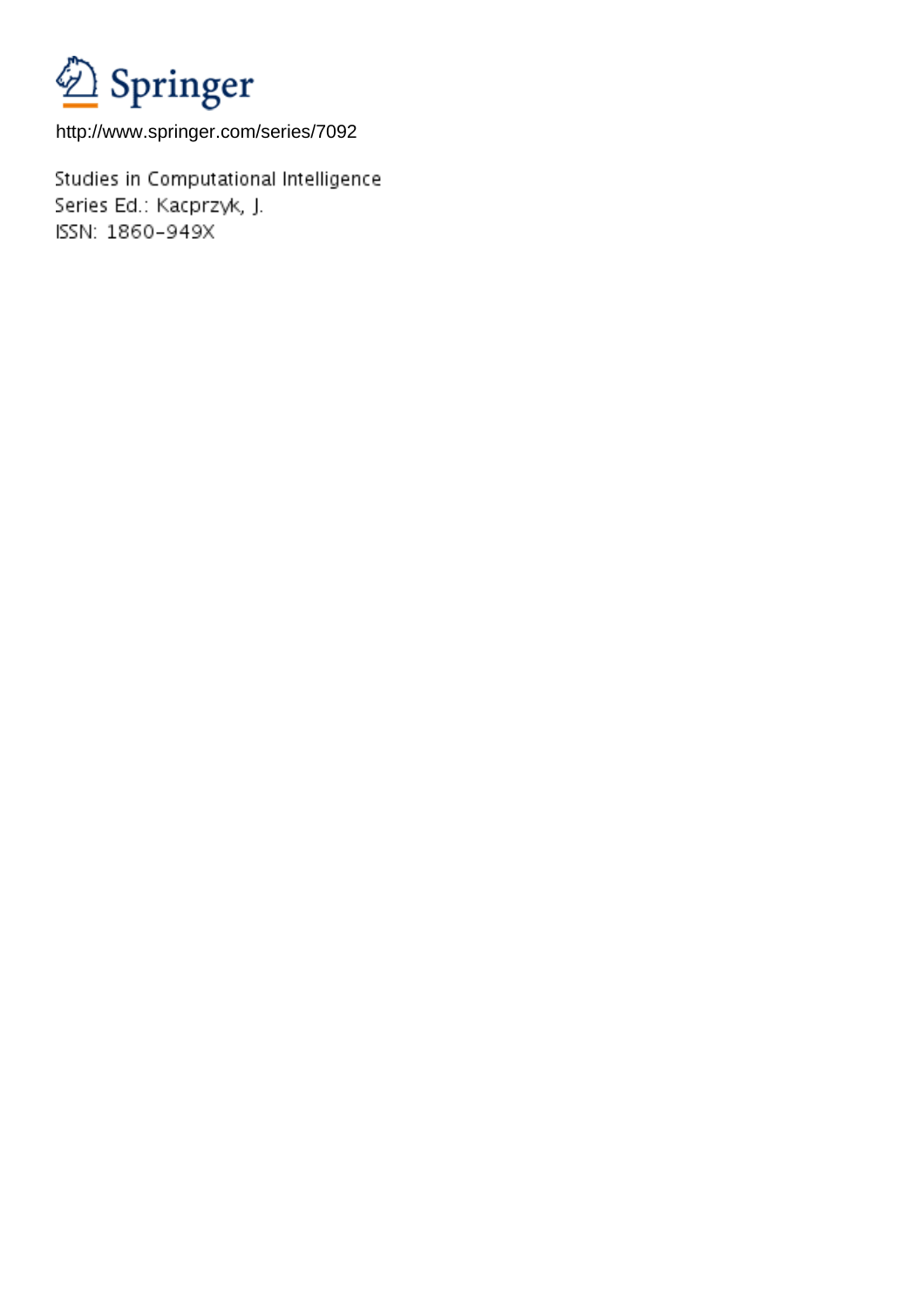Springer

http://www.springer.com/series/7092

Studies in Computational Intelligence
Series Ed.: Kacprzyk, J.
ISSN: 1860-949X